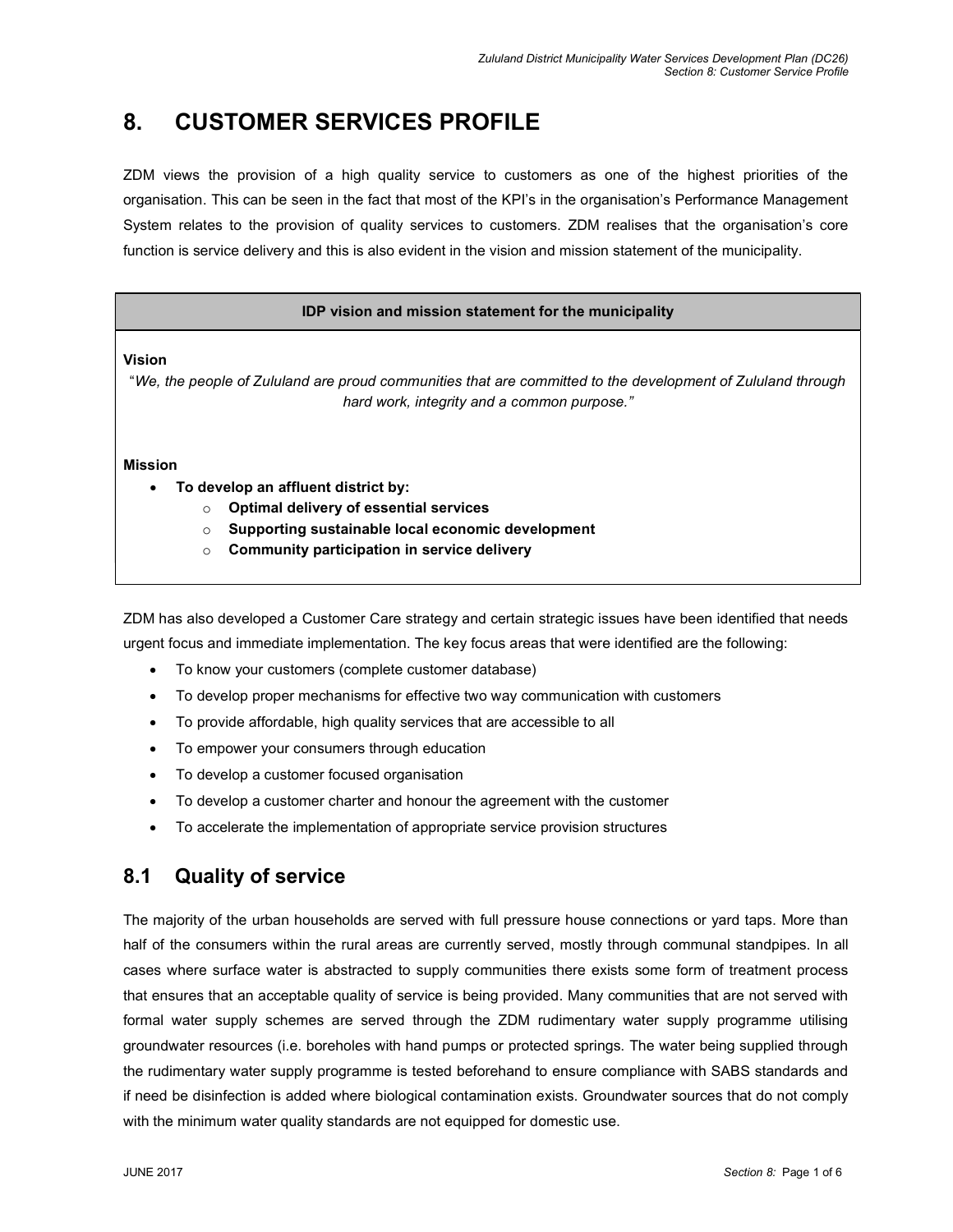# 8. CUSTOMER SERVICES PROFILE

ZDM views the provision of a high quality service to customers as one of the highest priorities of the organisation. This can be seen in the fact that most of the KPI's in the organisation's Performance Management System relates to the provision of quality services to customers. ZDM realises that the organisation's core function is service delivery and this is also evident in the vision and mission statement of the municipality.

| IDP vision and mission statement for the municipality |
|---|
| **Vision**<br>"*We, the people of Zululand are proud communities that are committed to the development of Zululand through hard work, integrity and a common purpose.*"<br><br>**Mission**<br>• **To develop an affluent district by:**<br>  ○ **Optimal delivery of essential services**<br>  ○ **Supporting sustainable local economic development**<br>  ○ **Community participation in service delivery** |

ZDM has also developed a Customer Care strategy and certain strategic issues have been identified that needs urgent focus and immediate implementation. The key focus areas that were identified are the following:

- To know your customers (complete customer database)
- To develop proper mechanisms for effective two way communication with customers
- To provide affordable, high quality services that are accessible to all
- To empower your consumers through education
- To develop a customer focused organisation
- To develop a customer charter and honour the agreement with the customer
- To accelerate the implementation of appropriate service provision structures

## 8.1 Quality of service

The majority of the urban households are served with full pressure house connections or yard taps. More than half of the consumers within the rural areas are currently served, mostly through communal standpipes. In all cases where surface water is abstracted to supply communities there exists some form of treatment process that ensures that an acceptable quality of service is being provided. Many communities that are not served with formal water supply schemes are served through the ZDM rudimentary water supply programme utilising groundwater resources (i.e. boreholes with hand pumps or protected springs. The water being supplied through the rudimentary water supply programme is tested beforehand to ensure compliance with SABS standards and if need be disinfection is added where biological contamination exists. Groundwater sources that do not comply with the minimum water quality standards are not equipped for domestic use.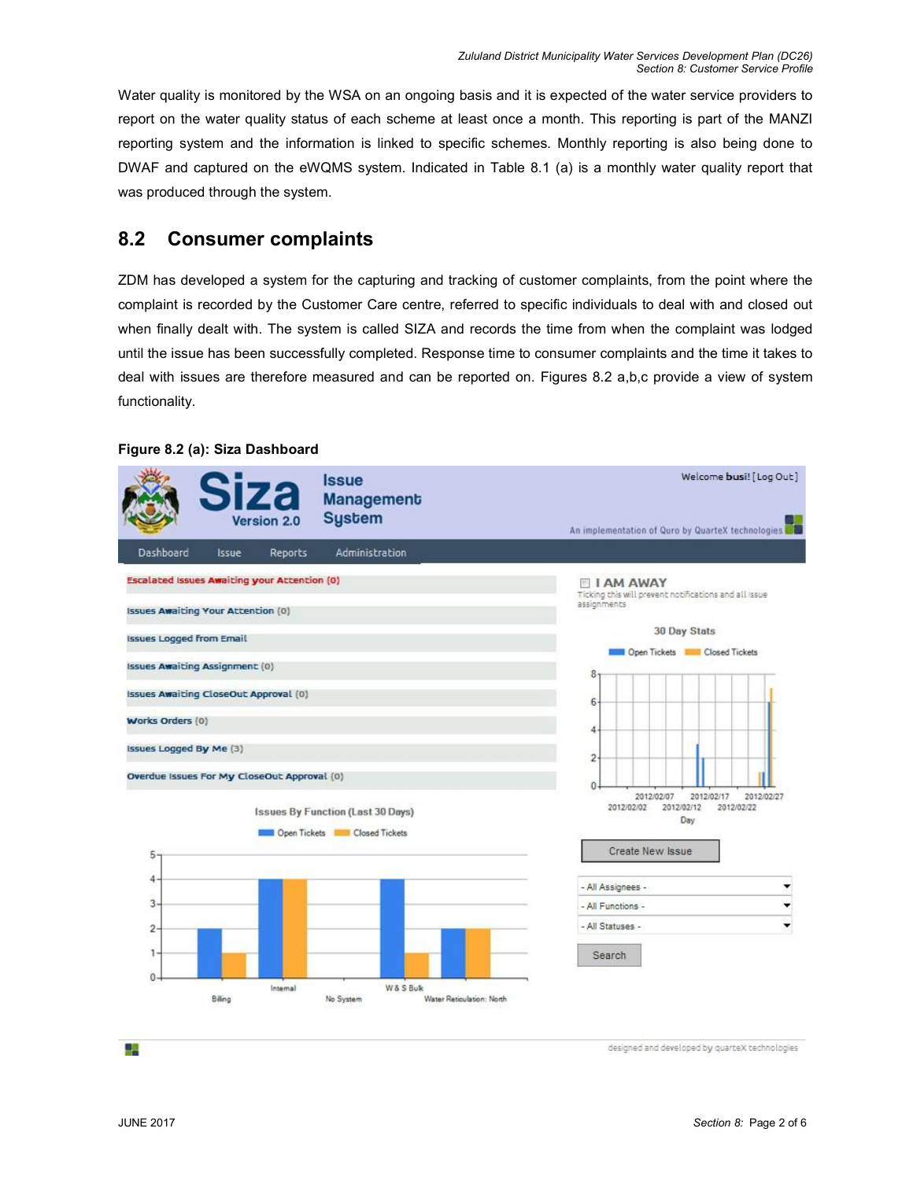Water quality is monitored by the WSA on an ongoing basis and it is expected of the water service providers to report on the water quality status of each scheme at least once a month. This reporting is part of the MANZI reporting system and the information is linked to specific schemes. Monthly reporting is also being done to DWAF and captured on the eWQMS system. Indicated in Table 8.1 (a) is a monthly water quality report that was produced through the system.

## 8.2 Consumer complaints

ZDM has developed a system for the capturing and tracking of customer complaints, from the point where the complaint is recorded by the Customer Care centre, referred to specific individuals to deal with and closed out when finally dealt with. The system is called SIZA and records the time from when the complaint was lodged until the issue has been successfully completed. Response time to consumer complaints and the time it takes to deal with issues are therefore measured and can be reported on. Figures 8.2 a,b,c provide a view of system functionality.

**Figure 8.2 (a): Siza Dashboard**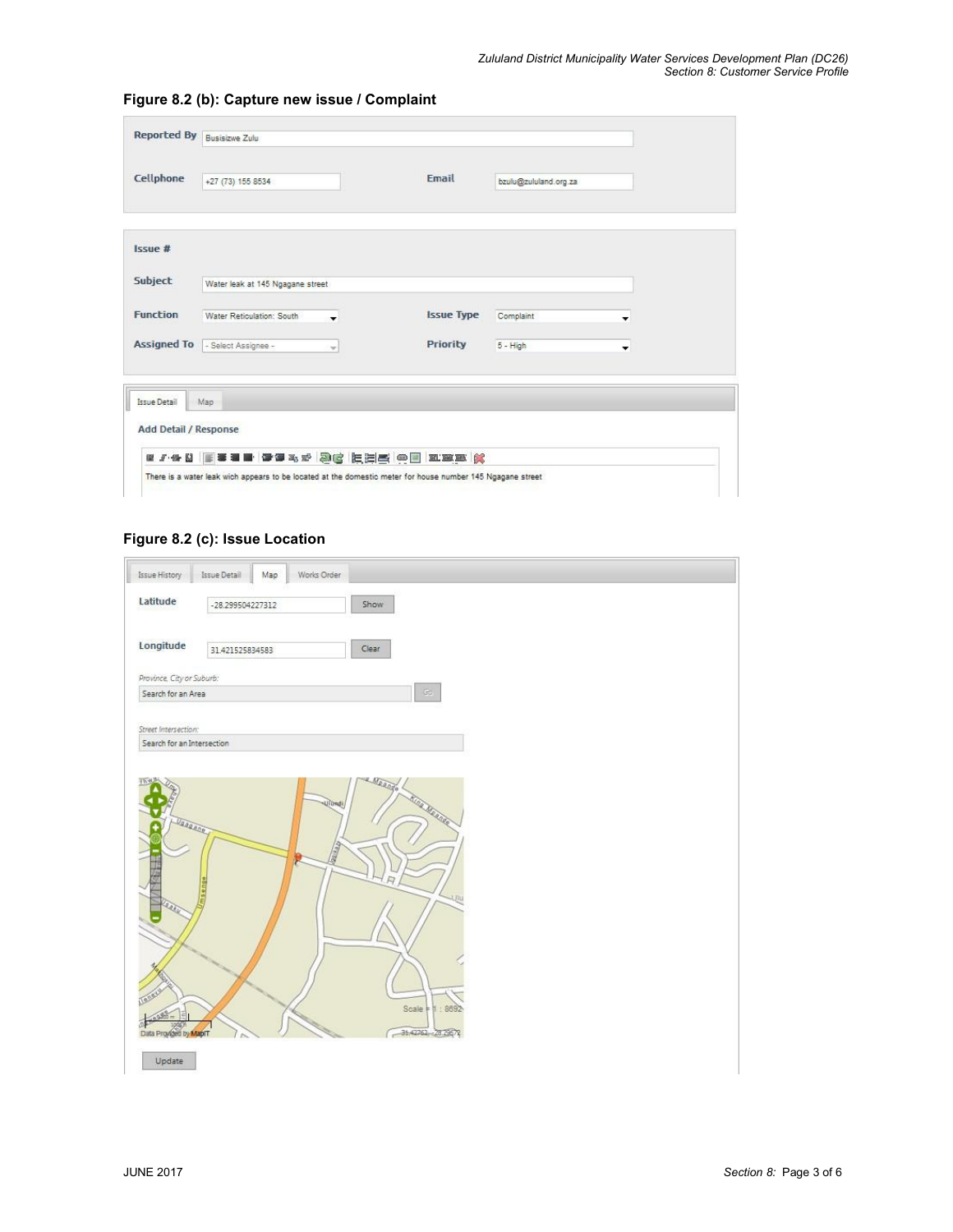**Figure 8.2 (b): Capture new issue / Complaint**

**Figure 8.2 (c): Issue Location**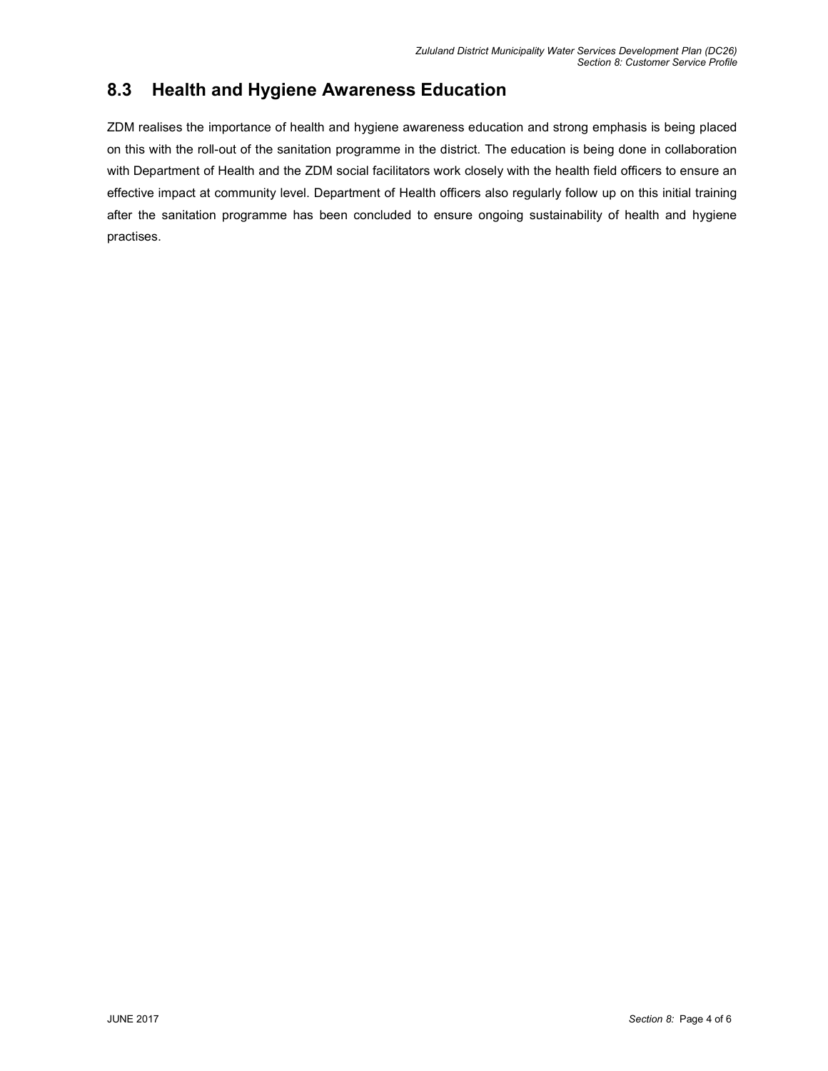## 8.3 Health and Hygiene Awareness Education

ZDM realises the importance of health and hygiene awareness education and strong emphasis is being placed on this with the roll-out of the sanitation programme in the district. The education is being done in collaboration with Department of Health and the ZDM social facilitators work closely with the health field officers to ensure an effective impact at community level. Department of Health officers also regularly follow up on this initial training after the sanitation programme has been concluded to ensure ongoing sustainability of health and hygiene practises.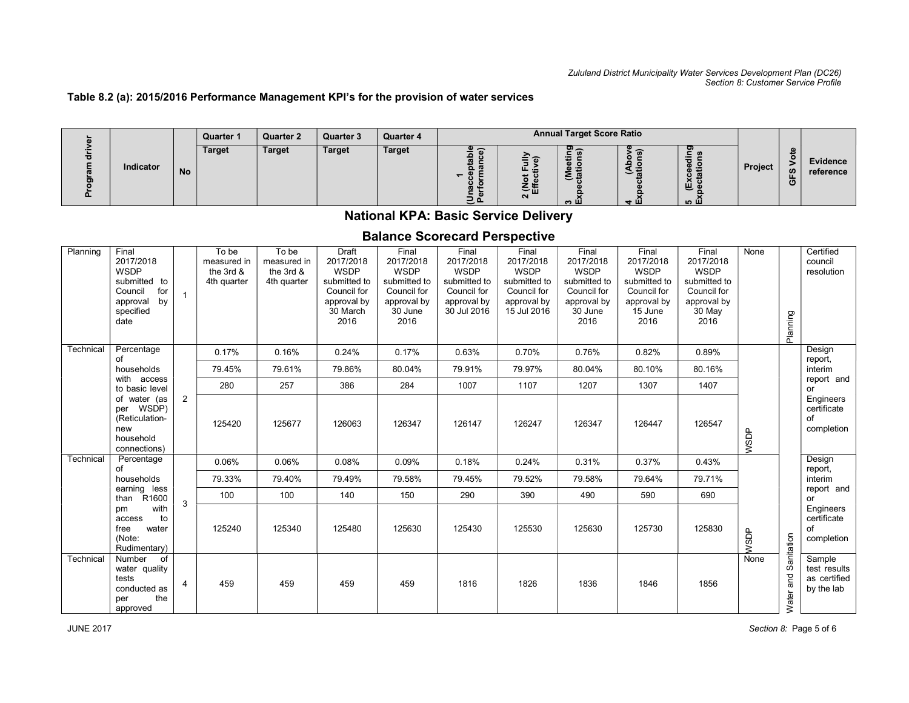### Table 8.2 (a): 2015/2016 Performance Management KPI's for the provision of water services

| Program driver | Indicator | No | Quarter 1 | Quarter 2 | Quarter 3 | Quarter 4 | Annual Target Score Ratio | | | | | Project | GFS Vote | Evidence reference |
|---|---|---|---|---|---|---|---|---|---|---|---|---|---|---|
| | | | Target | Target | Target | Target | 1 (Unacceptable Performance) | 2 (Not Fully Effective) | 3 (Meeting Expectations) | 4 (Above Expectations) | 5 (Exceeding Expectations) | | | |
| **National KPA: Basic Service Delivery** | | | | | | | | | | | | | | |
| **Balance Scorecard Perspective** | | | | | | | | | | | | | | |
| Planning | Final 2017/2018 WSDP submitted to Council for approval by specified date | 1 | To be measured in the 3rd & 4th quarter | To be measured in the 3rd & 4th quarter | Draft 2017/2018 WSDP submitted to Council for approval by 30 March 2016 | Final 2017/2018 WSDP submitted to Council for approval by 30 June 2016 | Final 2017/2018 WSDP submitted to Council for approval by 30 Jul 2016 | Final 2017/2018 WSDP submitted to Council for approval by 15 Jul 2016 | Final 2017/2018 WSDP submitted to Council for approval by 30 June 2016 | Final 2017/2018 WSDP submitted to Council for approval by 15 June 2016 | Final 2017/2018 WSDP submitted to Council for approval by 30 May 2016 | None | Planning | Certified council resolution |
| Technical | Percentage of households with access to basic level of water (as per WSDP) (Reticulation-new household connections) | 2 | 0.17% | 0.16% | 0.24% | 0.17% | 0.63% | 0.70% | 0.76% | 0.82% | 0.89% | WSDP | Water and Sanitation | Design report, interim report and or Engineers certificate of completion |
| | | | 79.45% | 79.61% | 79.86% | 80.04% | 79.91% | 79.97% | 80.04% | 80.10% | 80.16% | | | |
| | | | 280 | 257 | 386 | 284 | 1007 | 1107 | 1207 | 1307 | 1407 | | | |
| | | | 125420 | 125677 | 126063 | 126347 | 126147 | 126247 | 126347 | 126447 | 126547 | | | |
| Technical | Percentage of households earning less than R1600 pm with access to free water (Note: Rudimentary) | 3 | 0.06% | 0.06% | 0.08% | 0.09% | 0.18% | 0.24% | 0.31% | 0.37% | 0.43% | WSDP | | Design report, interim report and or Engineers certificate of completion |
| | | | 79.33% | 79.40% | 79.49% | 79.58% | 79.45% | 79.52% | 79.58% | 79.64% | 79.71% | | | |
| | | | 100 | 100 | 140 | 150 | 290 | 390 | 490 | 590 | 690 | | | |
| | | | 125240 | 125340 | 125480 | 125630 | 125430 | 125530 | 125630 | 125730 | 125830 | | | |
| Technical | Number of water quality tests conducted as per the approved | 4 | 459 | 459 | 459 | 459 | 1816 | 1826 | 1836 | 1846 | 1856 | None | | Sample test results as certified by the lab |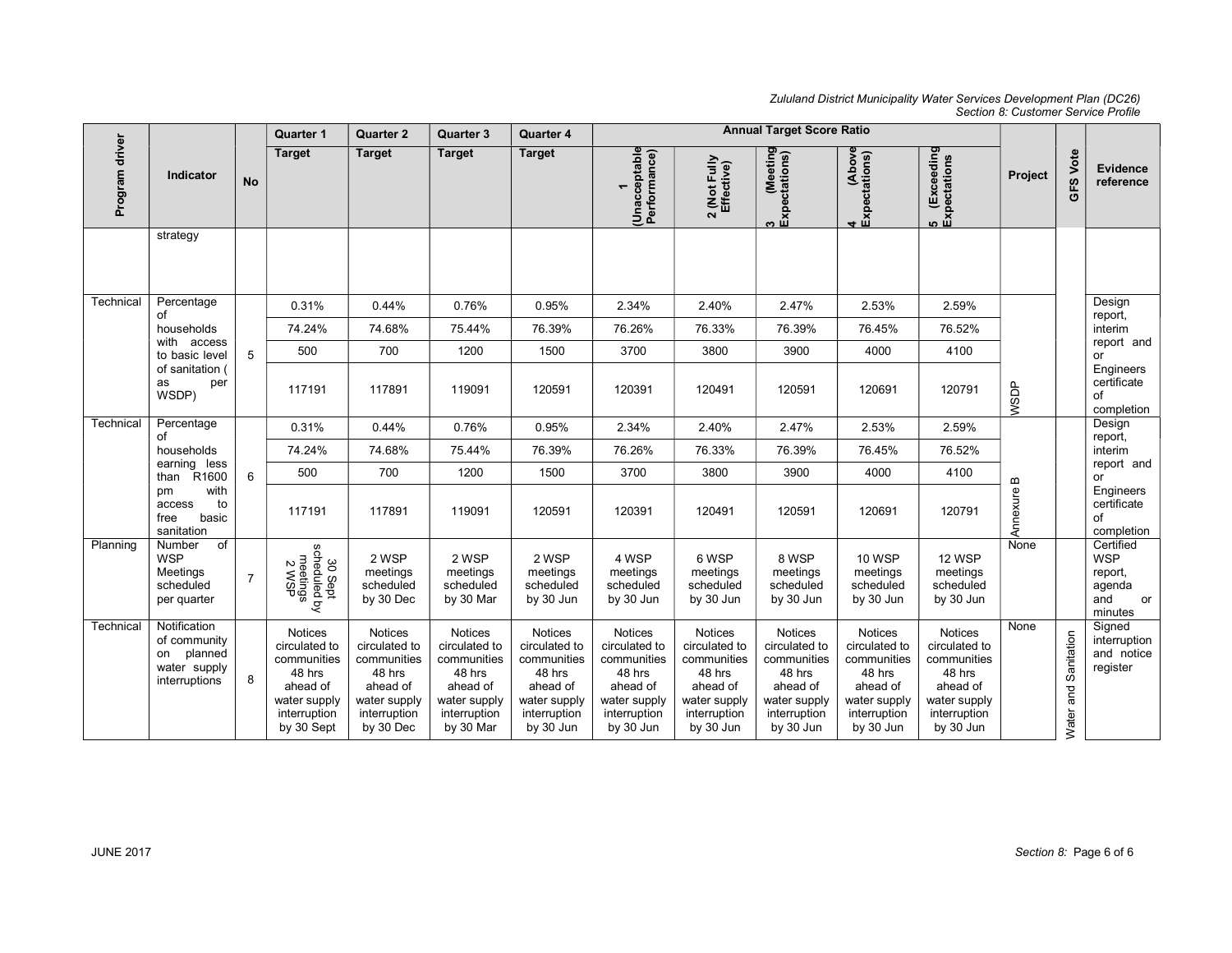| Program driver | Indicator | No | Quarter 1 | Quarter 2 | Quarter 3 | Quarter 4 | Annual Target Score Ratio | | | | | Project | GFS Vote | Evidence reference |
|---|---|---|---|---|---|---|---|---|---|---|---|---|---|---|
| | | | Target | Target | Target | Target | 1 (Unacceptable Performance) | 2 (Not Fully Effective) | 3 (Meeting Expectations) | 4 (Above Expectations) | 5 (Exceeding Expectations | | | |
| | strategy | | | | | | | | | | | | | |
| Technical | Percentage of households with access to basic level of sanitation ( as per WSDP) | 5 | 0.31% | 0.44% | 0.76% | 0.95% | 2.34% | 2.40% | 2.47% | 2.53% | 2.59% | WSDP | | Design report, interim report and or Engineers certificate of completion |
| | | | 74.24% | 74.68% | 75.44% | 76.39% | 76.26% | 76.33% | 76.39% | 76.45% | 76.52% | | | |
| | | | 500 | 700 | 1200 | 1500 | 3700 | 3800 | 3900 | 4000 | 4100 | | | |
| | | | 117191 | 117891 | 119091 | 120591 | 120391 | 120491 | 120591 | 120691 | 120791 | | | |
| Technical | Percentage of households earning less than R1600 pm with access to free basic sanitation | 6 | 0.31% | 0.44% | 0.76% | 0.95% | 2.34% | 2.40% | 2.47% | 2.53% | 2.59% | Annexure B | | Design report, interim report and or Engineers certificate of completion |
| | | | 74.24% | 74.68% | 75.44% | 76.39% | 76.26% | 76.33% | 76.39% | 76.45% | 76.52% | | | |
| | | | 500 | 700 | 1200 | 1500 | 3700 | 3800 | 3900 | 4000 | 4100 | | | |
| | | | 117191 | 117891 | 119091 | 120591 | 120391 | 120491 | 120591 | 120691 | 120791 | | | |
| Planning | Number of WSP Meetings scheduled per quarter | 7 | 2 WSP meetings scheduled by 30 Sept | 2 WSP meetings scheduled by 30 Dec | 2 WSP meetings scheduled by 30 Mar | 2 WSP meetings scheduled by 30 Jun | 4 WSP meetings scheduled by 30 Jun | 6 WSP meetings scheduled by 30 Jun | 8 WSP meetings scheduled by 30 Jun | 10 WSP meetings scheduled by 30 Jun | 12 WSP meetings scheduled by 30 Jun | None | | Certified WSP report, agenda and or minutes |
| Technical | Notification of community on planned water supply interruptions | 8 | Notices circulated to communities 48 hrs ahead of water supply interruption by 30 Sept | Notices circulated to communities 48 hrs ahead of water supply interruption by 30 Dec | Notices circulated to communities 48 hrs ahead of water supply interruption by 30 Mar | Notices circulated to communities 48 hrs ahead of water supply interruption by 30 Jun | Notices circulated to communities 48 hrs ahead of water supply interruption by 30 Jun | Notices circulated to communities 48 hrs ahead of water supply interruption by 30 Jun | Notices circulated to communities 48 hrs ahead of water supply interruption by 30 Jun | Notices circulated to communities 48 hrs ahead of water supply interruption by 30 Jun | Notices circulated to communities 48 hrs ahead of water supply interruption by 30 Jun | None | Water and Sanitation | Signed interruption and notice register |